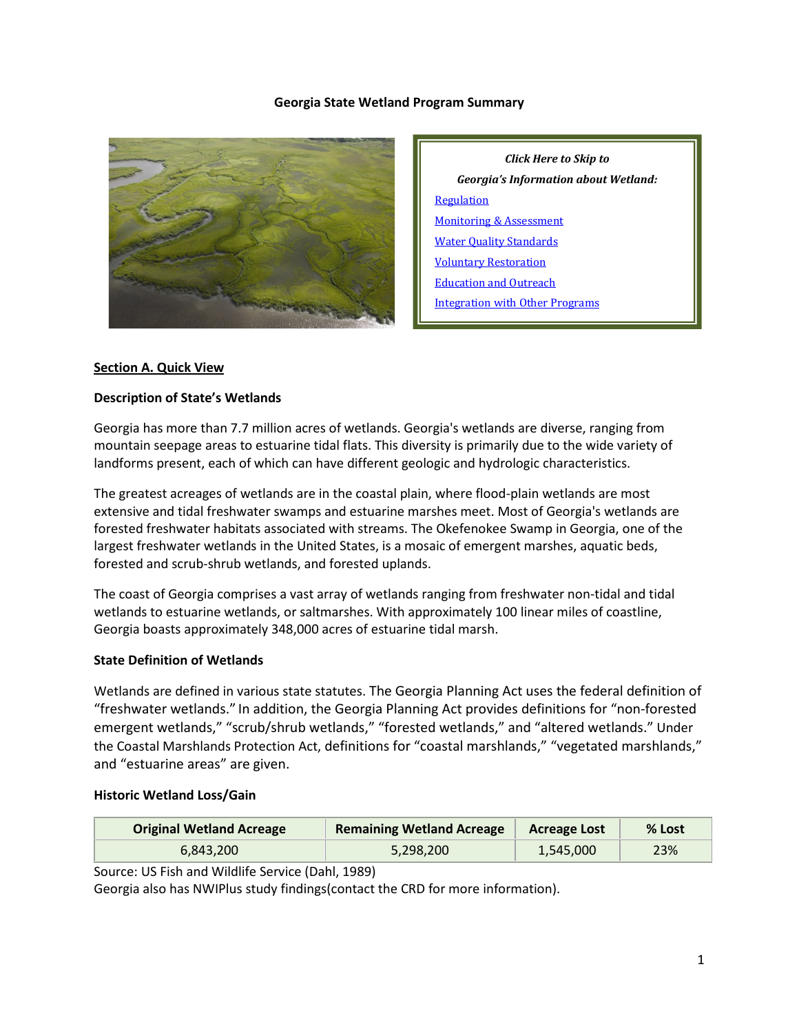# Georgia State Wetland Program Summary

*Click Here to Skip to*

*Georgia's Information about Wetland:*

- Regulation
- Monitoring & Assessment
- Water Quality Standards
- Voluntary Restoration
- Education and Outreach
- Integration with Other Programs

## Section A. Quick View

### Description of State's Wetlands

Georgia has more than 7.7 million acres of wetlands. Georgia's wetlands are diverse, ranging from mountain seepage areas to estuarine tidal flats. This diversity is primarily due to the wide variety of landforms present, each of which can have different geologic and hydrologic characteristics.

The greatest acreages of wetlands are in the coastal plain, where flood-plain wetlands are most extensive and tidal freshwater swamps and estuarine marshes meet. Most of Georgia's wetlands are forested freshwater habitats associated with streams. The Okefenokee Swamp in Georgia, one of the largest freshwater wetlands in the United States, is a mosaic of emergent marshes, aquatic beds, forested and scrub-shrub wetlands, and forested uplands.

The coast of Georgia comprises a vast array of wetlands ranging from freshwater non-tidal and tidal wetlands to estuarine wetlands, or saltmarshes. With approximately 100 linear miles of coastline, Georgia boasts approximately 348,000 acres of estuarine tidal marsh.

### State Definition of Wetlands

Wetlands are defined in various state statutes. The Georgia Planning Act uses the federal definition of "freshwater wetlands." In addition, the Georgia Planning Act provides definitions for "non-forested emergent wetlands," "scrub/shrub wetlands," "forested wetlands," and "altered wetlands." Under the Coastal Marshlands Protection Act, definitions for "coastal marshlands," "vegetated marshlands," and "estuarine areas" are given.

### Historic Wetland Loss/Gain

| Original Wetland Acreage | Remaining Wetland Acreage | Acreage Lost | % Lost |
|---|---|---|---|
| 6,843,200 | 5,298,200 | 1,545,000 | 23% |

Source: US Fish and Wildlife Service (Dahl, 1989)

Georgia also has NWIPlus study findings(contact the CRD for more information).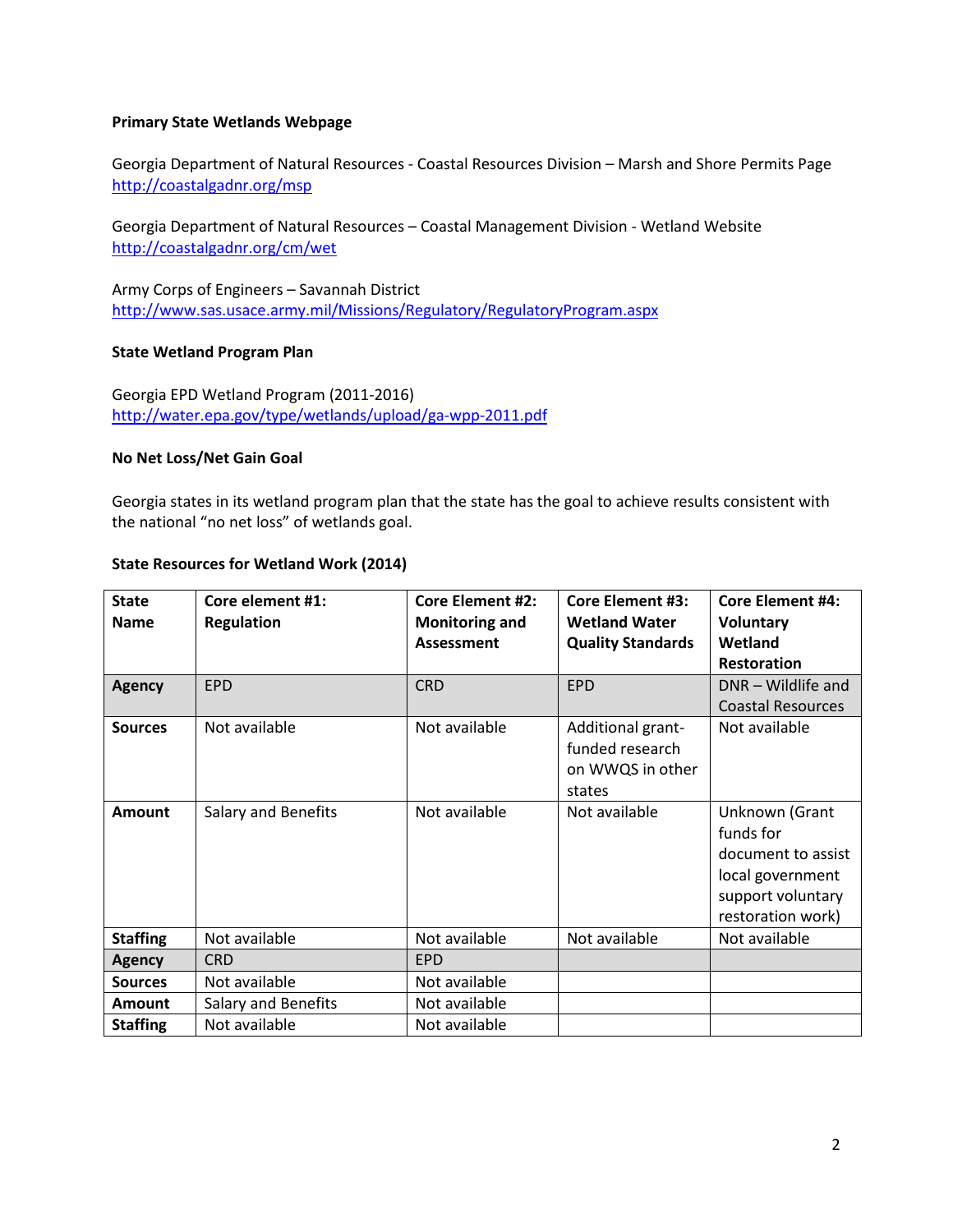**Primary State Wetlands Webpage**

Georgia Department of Natural Resources - Coastal Resources Division – Marsh and Shore Permits Page
http://coastalgadnr.org/msp

Georgia Department of Natural Resources – Coastal Management Division - Wetland Website
http://coastalgadnr.org/cm/wet

Army Corps of Engineers – Savannah District
http://www.sas.usace.army.mil/Missions/Regulatory/RegulatoryProgram.aspx

**State Wetland Program Plan**

Georgia EPD Wetland Program (2011-2016)
http://water.epa.gov/type/wetlands/upload/ga-wpp-2011.pdf

**No Net Loss/Net Gain Goal**

Georgia states in its wetland program plan that the state has the goal to achieve results consistent with the national "no net loss" of wetlands goal.

**State Resources for Wetland Work (2014)**

| State Name | Core element #1: Regulation | Core Element #2: Monitoring and Assessment | Core Element #3: Wetland Water Quality Standards | Core Element #4: Voluntary Wetland Restoration |
|---|---|---|---|---|
| **Agency** | EPD | CRD | EPD | DNR – Wildlife and Coastal Resources |
| **Sources** | Not available | Not available | Additional grant-funded research on WWQS in other states | Not available |
| **Amount** | Salary and Benefits | Not available | Not available | Unknown (Grant funds for document to assist local government support voluntary restoration work) |
| **Staffing** | Not available | Not available | Not available | Not available |
| **Agency** | CRD | EPD | | |
| **Sources** | Not available | Not available | | |
| **Amount** | Salary and Benefits | Not available | | |
| **Staffing** | Not available | Not available | | |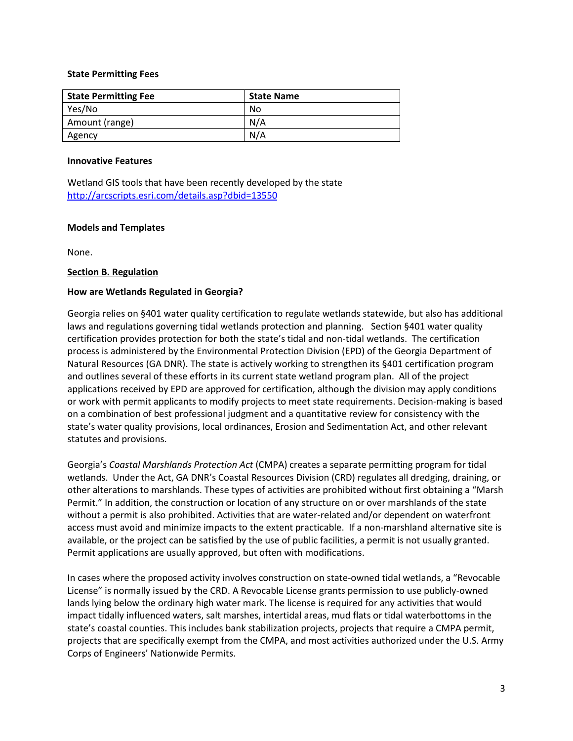**State Permitting Fees**

| State Permitting Fee | State Name |
| --- | --- |
| Yes/No | No |
| Amount (range) | N/A |
| Agency | N/A |

**Innovative Features**

Wetland GIS tools that have been recently developed by the state
http://arcscripts.esri.com/details.asp?dbid=13550

**Models and Templates**

None.

**Section B. Regulation**

**How are Wetlands Regulated in Georgia?**

Georgia relies on §401 water quality certification to regulate wetlands statewide, but also has additional laws and regulations governing tidal wetlands protection and planning. Section §401 water quality certification provides protection for both the state's tidal and non-tidal wetlands. The certification process is administered by the Environmental Protection Division (EPD) of the Georgia Department of Natural Resources (GA DNR). The state is actively working to strengthen its §401 certification program and outlines several of these efforts in its current state wetland program plan. All of the project applications received by EPD are approved for certification, although the division may apply conditions or work with permit applicants to modify projects to meet state requirements. Decision-making is based on a combination of best professional judgment and a quantitative review for consistency with the state's water quality provisions, local ordinances, Erosion and Sedimentation Act, and other relevant statutes and provisions.

Georgia's *Coastal Marshlands Protection Act* (CMPA) creates a separate permitting program for tidal wetlands. Under the Act, GA DNR's Coastal Resources Division (CRD) regulates all dredging, draining, or other alterations to marshlands. These types of activities are prohibited without first obtaining a "Marsh Permit." In addition, the construction or location of any structure on or over marshlands of the state without a permit is also prohibited. Activities that are water-related and/or dependent on waterfront access must avoid and minimize impacts to the extent practicable. If a non-marshland alternative site is available, or the project can be satisfied by the use of public facilities, a permit is not usually granted. Permit applications are usually approved, but often with modifications.

In cases where the proposed activity involves construction on state-owned tidal wetlands, a "Revocable License" is normally issued by the CRD. A Revocable License grants permission to use publicly-owned lands lying below the ordinary high water mark. The license is required for any activities that would impact tidally influenced waters, salt marshes, intertidal areas, mud flats or tidal waterbottoms in the state's coastal counties. This includes bank stabilization projects, projects that require a CMPA permit, projects that are specifically exempt from the CMPA, and most activities authorized under the U.S. Army Corps of Engineers' Nationwide Permits.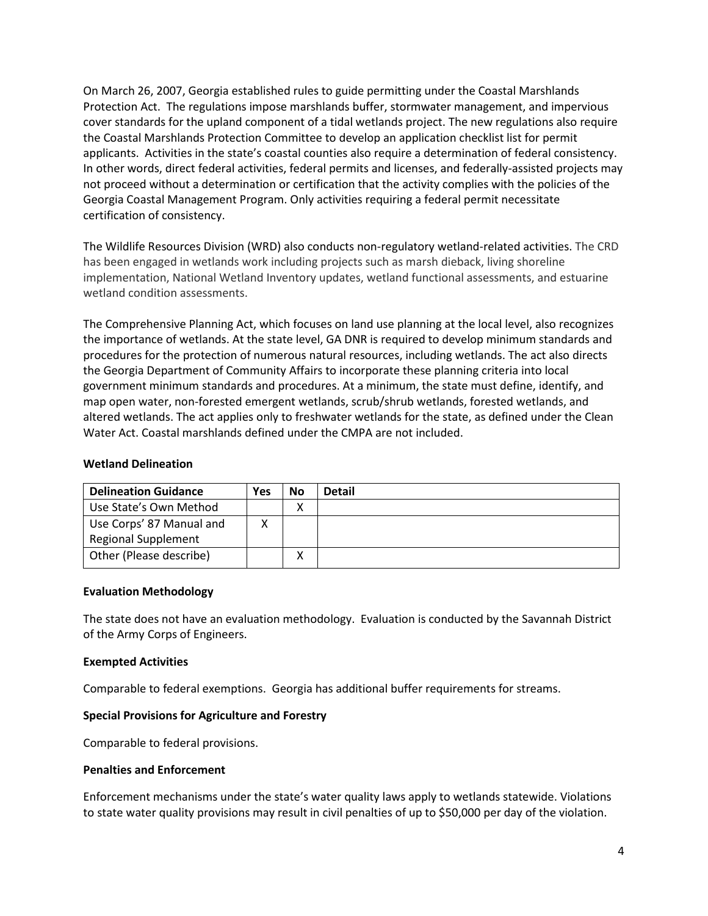On March 26, 2007, Georgia established rules to guide permitting under the Coastal Marshlands Protection Act. The regulations impose marshlands buffer, stormwater management, and impervious cover standards for the upland component of a tidal wetlands project. The new regulations also require the Coastal Marshlands Protection Committee to develop an application checklist list for permit applicants. Activities in the state's coastal counties also require a determination of federal consistency. In other words, direct federal activities, federal permits and licenses, and federally-assisted projects may not proceed without a determination or certification that the activity complies with the policies of the Georgia Coastal Management Program. Only activities requiring a federal permit necessitate certification of consistency.

The Wildlife Resources Division (WRD) also conducts non-regulatory wetland-related activities. The CRD has been engaged in wetlands work including projects such as marsh dieback, living shoreline implementation, National Wetland Inventory updates, wetland functional assessments, and estuarine wetland condition assessments.

The Comprehensive Planning Act, which focuses on land use planning at the local level, also recognizes the importance of wetlands. At the state level, GA DNR is required to develop minimum standards and procedures for the protection of numerous natural resources, including wetlands. The act also directs the Georgia Department of Community Affairs to incorporate these planning criteria into local government minimum standards and procedures. At a minimum, the state must define, identify, and map open water, non-forested emergent wetlands, scrub/shrub wetlands, forested wetlands, and altered wetlands. The act applies only to freshwater wetlands for the state, as defined under the Clean Water Act. Coastal marshlands defined under the CMPA are not included.

**Wetland Delineation**

| Delineation Guidance | Yes | No | Detail |
|---|---|---|---|
| Use State's Own Method | | X | |
| Use Corps' 87 Manual and Regional Supplement | X | | |
| Other (Please describe) | | X | |

**Evaluation Methodology**

The state does not have an evaluation methodology. Evaluation is conducted by the Savannah District of the Army Corps of Engineers.

**Exempted Activities**

Comparable to federal exemptions. Georgia has additional buffer requirements for streams.

**Special Provisions for Agriculture and Forestry**

Comparable to federal provisions.

**Penalties and Enforcement**

Enforcement mechanisms under the state's water quality laws apply to wetlands statewide. Violations to state water quality provisions may result in civil penalties of up to $50,000 per day of the violation.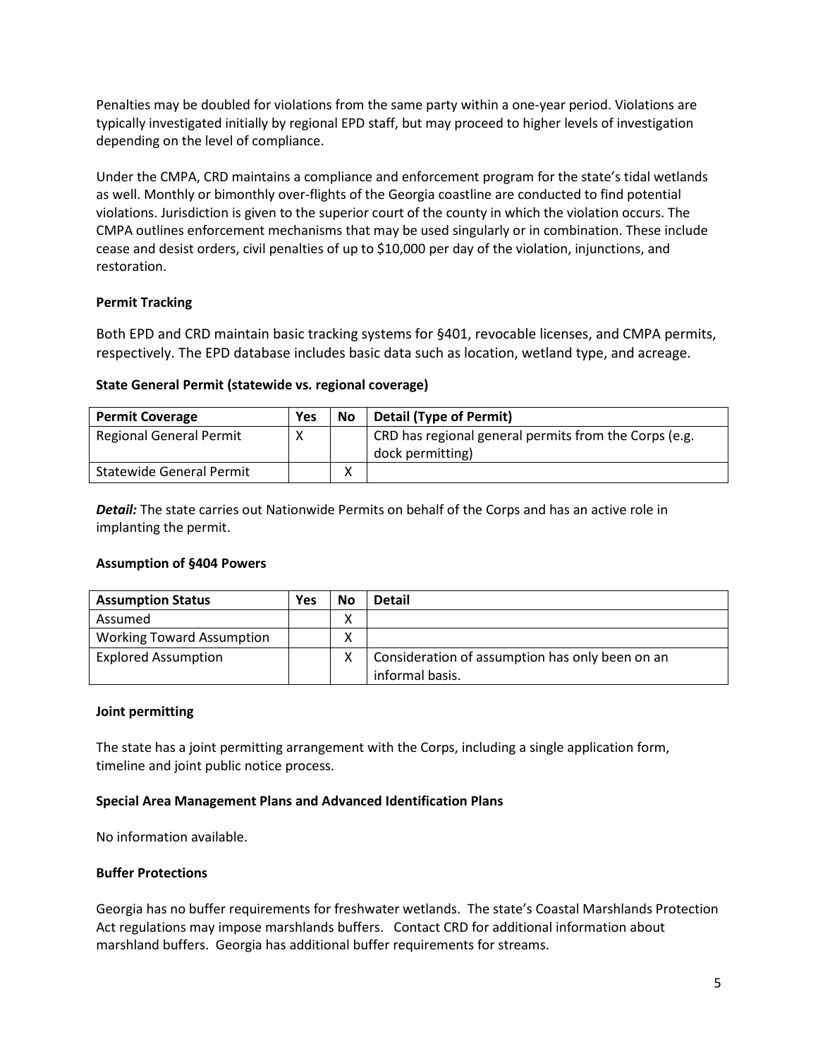Penalties may be doubled for violations from the same party within a one-year period. Violations are typically investigated initially by regional EPD staff, but may proceed to higher levels of investigation depending on the level of compliance.

Under the CMPA, CRD maintains a compliance and enforcement program for the state's tidal wetlands as well. Monthly or bimonthly over-flights of the Georgia coastline are conducted to find potential violations. Jurisdiction is given to the superior court of the county in which the violation occurs. The CMPA outlines enforcement mechanisms that may be used singularly or in combination. These include cease and desist orders, civil penalties of up to $10,000 per day of the violation, injunctions, and restoration.

**Permit Tracking**

Both EPD and CRD maintain basic tracking systems for §401, revocable licenses, and CMPA permits, respectively. The EPD database includes basic data such as location, wetland type, and acreage.

**State General Permit (statewide vs. regional coverage)**

| Permit Coverage | Yes | No | Detail (Type of Permit) |
|---|---|---|---|
| Regional General Permit | X | | CRD has regional general permits from the Corps (e.g. dock permitting) |
| Statewide General Permit | | X | |

***Detail:*** The state carries out Nationwide Permits on behalf of the Corps and has an active role in implanting the permit.

**Assumption of §404 Powers**

| Assumption Status | Yes | No | Detail |
|---|---|---|---|
| Assumed | | X | |
| Working Toward Assumption | | X | |
| Explored Assumption | | X | Consideration of assumption has only been on an informal basis. |

**Joint permitting**

The state has a joint permitting arrangement with the Corps, including a single application form, timeline and joint public notice process.

**Special Area Management Plans and Advanced Identification Plans**

No information available.

**Buffer Protections**

Georgia has no buffer requirements for freshwater wetlands. The state's Coastal Marshlands Protection Act regulations may impose marshlands buffers. Contact CRD for additional information about marshland buffers. Georgia has additional buffer requirements for streams.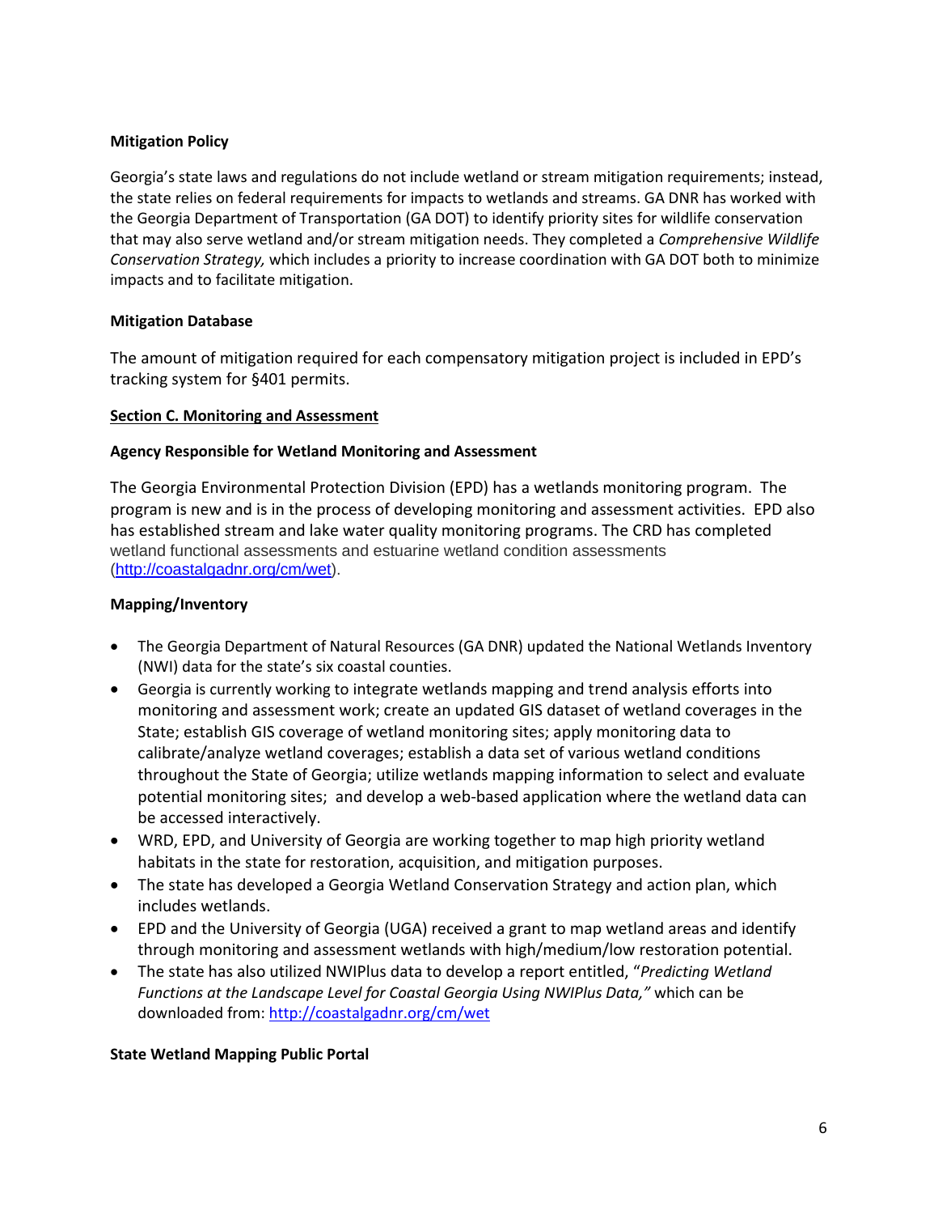**Mitigation Policy**

Georgia's state laws and regulations do not include wetland or stream mitigation requirements; instead, the state relies on federal requirements for impacts to wetlands and streams. GA DNR has worked with the Georgia Department of Transportation (GA DOT) to identify priority sites for wildlife conservation that may also serve wetland and/or stream mitigation needs. They completed a *Comprehensive Wildlife Conservation Strategy,* which includes a priority to increase coordination with GA DOT both to minimize impacts and to facilitate mitigation.

**Mitigation Database**

The amount of mitigation required for each compensatory mitigation project is included in EPD's tracking system for §401 permits.

## Section C. Monitoring and Assessment

**Agency Responsible for Wetland Monitoring and Assessment**

The Georgia Environmental Protection Division (EPD) has a wetlands monitoring program. The program is new and is in the process of developing monitoring and assessment activities. EPD also has established stream and lake water quality monitoring programs. The CRD has completed wetland functional assessments and estuarine wetland condition assessments (http://coastalgadnr.org/cm/wet).

**Mapping/Inventory**

- The Georgia Department of Natural Resources (GA DNR) updated the National Wetlands Inventory (NWI) data for the state's six coastal counties.
- Georgia is currently working to integrate wetlands mapping and trend analysis efforts into monitoring and assessment work; create an updated GIS dataset of wetland coverages in the State; establish GIS coverage of wetland monitoring sites; apply monitoring data to calibrate/analyze wetland coverages; establish a data set of various wetland conditions throughout the State of Georgia; utilize wetlands mapping information to select and evaluate potential monitoring sites; and develop a web-based application where the wetland data can be accessed interactively.
- WRD, EPD, and University of Georgia are working together to map high priority wetland habitats in the state for restoration, acquisition, and mitigation purposes.
- The state has developed a Georgia Wetland Conservation Strategy and action plan, which includes wetlands.
- EPD and the University of Georgia (UGA) received a grant to map wetland areas and identify through monitoring and assessment wetlands with high/medium/low restoration potential.
- The state has also utilized NWIPlus data to develop a report entitled, "*Predicting Wetland Functions at the Landscape Level for Coastal Georgia Using NWIPlus Data,"* which can be downloaded from: http://coastalgadnr.org/cm/wet

**State Wetland Mapping Public Portal**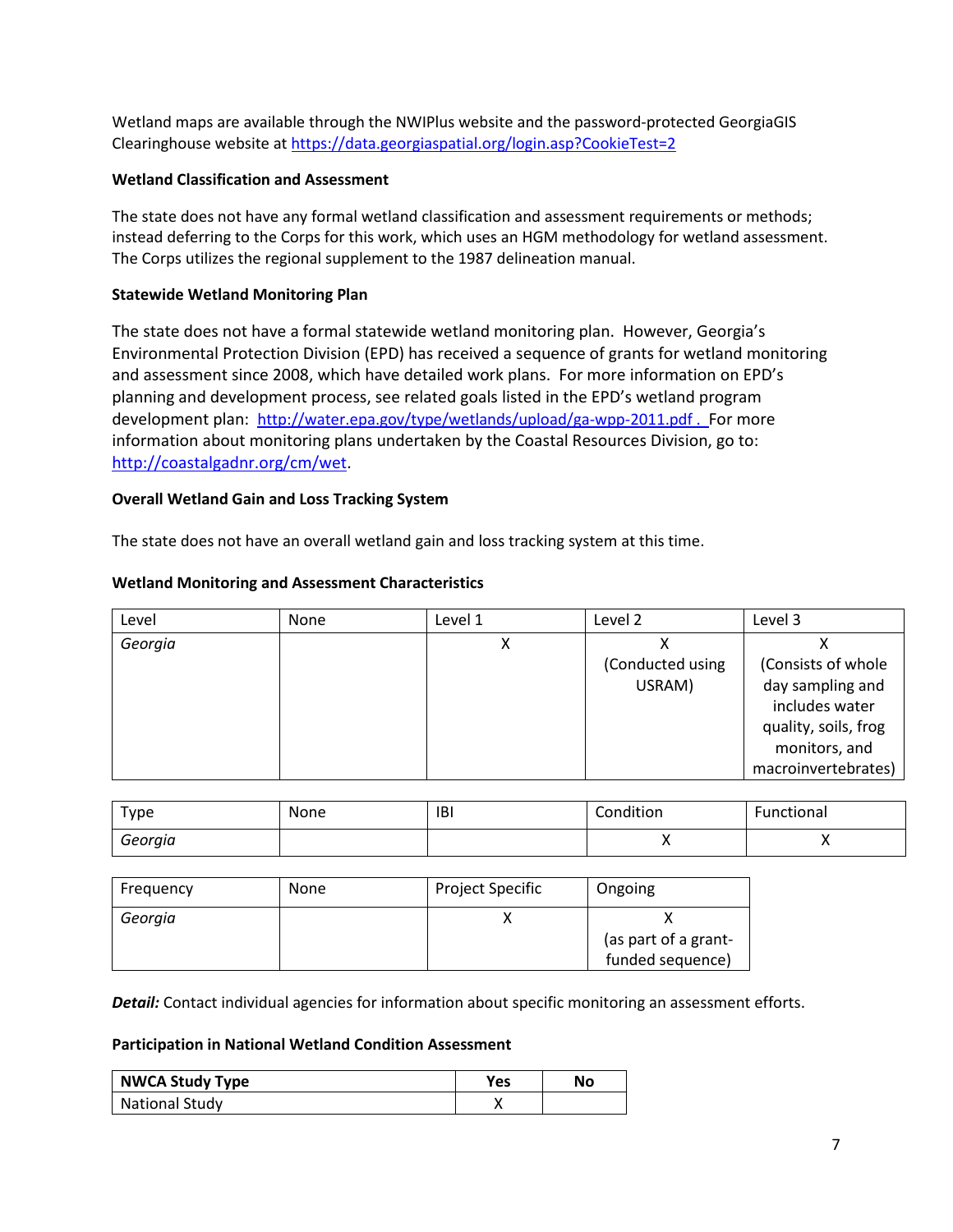Wetland maps are available through the NWIPlus website and the password-protected GeorgiaGIS Clearinghouse website at https://data.georgiaspatial.org/login.asp?CookieTest=2

**Wetland Classification and Assessment**

The state does not have any formal wetland classification and assessment requirements or methods; instead deferring to the Corps for this work, which uses an HGM methodology for wetland assessment. The Corps utilizes the regional supplement to the 1987 delineation manual.

**Statewide Wetland Monitoring Plan**

The state does not have a formal statewide wetland monitoring plan. However, Georgia's Environmental Protection Division (EPD) has received a sequence of grants for wetland monitoring and assessment since 2008, which have detailed work plans. For more information on EPD's planning and development process, see related goals listed in the EPD's wetland program development plan: http://water.epa.gov/type/wetlands/upload/ga-wpp-2011.pdf . For more information about monitoring plans undertaken by the Coastal Resources Division, go to: http://coastalgadnr.org/cm/wet.

**Overall Wetland Gain and Loss Tracking System**

The state does not have an overall wetland gain and loss tracking system at this time.

**Wetland Monitoring and Assessment Characteristics**

| Level | None | Level 1 | Level 2 | Level 3 |
|---|---|---|---|---|
| *Georgia* | | X | X (Conducted using USRAM) | X (Consists of whole day sampling and includes water quality, soils, frog monitors, and macroinvertebrates) |

| Type | None | IBI | Condition | Functional |
|---|---|---|---|---|
| *Georgia* | | | X | X |

| Frequency | None | Project Specific | Ongoing |
|---|---|---|---|
| *Georgia* | | X | X (as part of a grant-funded sequence) |

***Detail:*** Contact individual agencies for information about specific monitoring an assessment efforts.

**Participation in National Wetland Condition Assessment**

| **NWCA Study Type** | **Yes** | **No** |
|---|---|---|
| National Study | X | |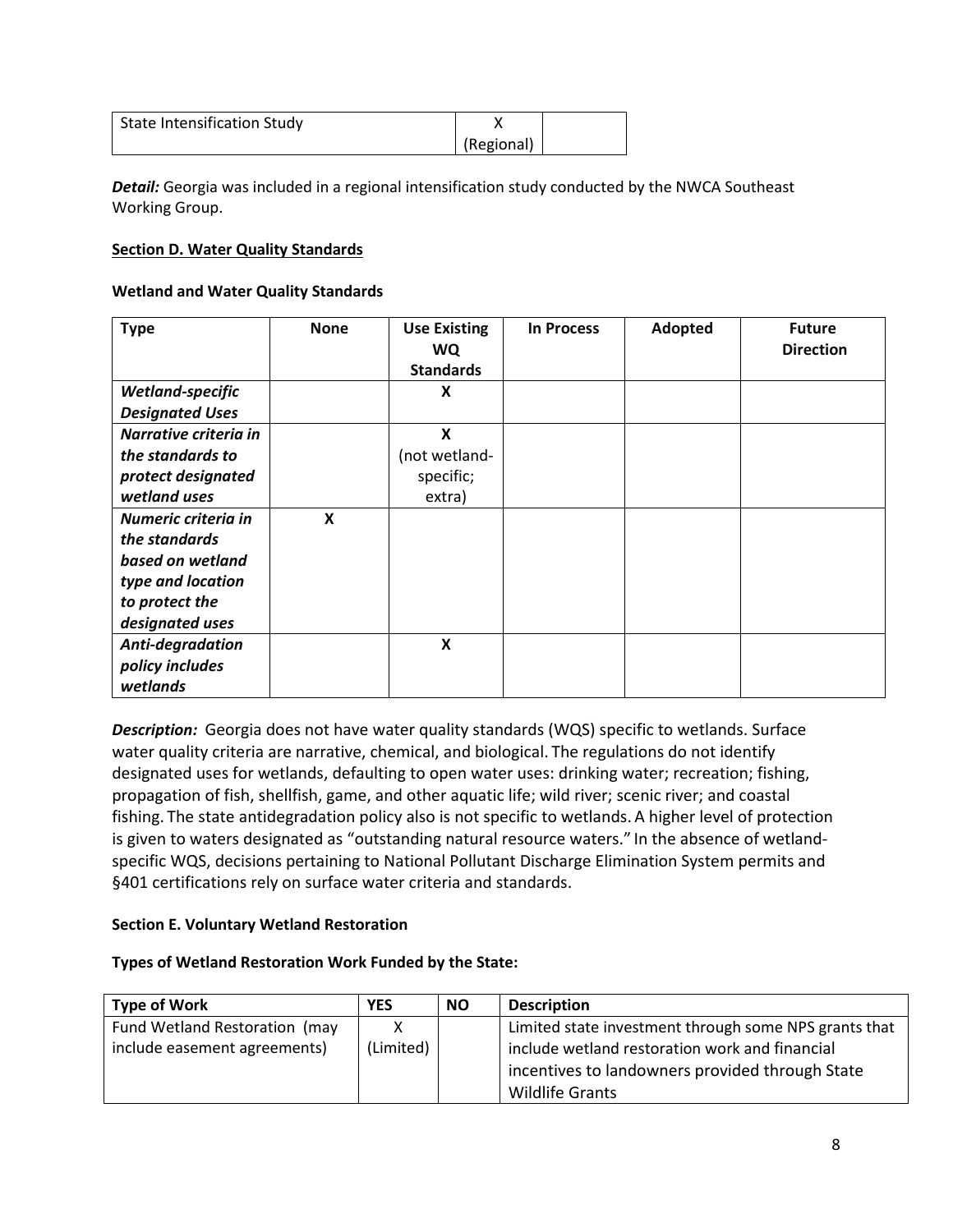| State Intensification Study | X (Regional) | |
|---|---|---|

***Detail:*** Georgia was included in a regional intensification study conducted by the NWCA Southeast Working Group.

**Section D. Water Quality Standards**

**Wetland and Water Quality Standards**

| Type | None | Use Existing WQ Standards | In Process | Adopted | Future Direction |
|---|---|---|---|---|---|
| ***Wetland-specific Designated Uses*** | | X | | | |
| ***Narrative criteria in the standards to protect designated wetland uses*** | | X (not wetland-specific; extra) | | | |
| ***Numeric criteria in the standards based on wetland type and location to protect the designated uses*** | X | | | | |
| ***Anti-degradation policy includes wetlands*** | | X | | | |

***Description:*** Georgia does not have water quality standards (WQS) specific to wetlands. Surface water quality criteria are narrative, chemical, and biological. The regulations do not identify designated uses for wetlands, defaulting to open water uses: drinking water; recreation; fishing, propagation of fish, shellfish, game, and other aquatic life; wild river; scenic river; and coastal fishing. The state antidegradation policy also is not specific to wetlands. A higher level of protection is given to waters designated as "outstanding natural resource waters." In the absence of wetland-specific WQS, decisions pertaining to National Pollutant Discharge Elimination System permits and §401 certifications rely on surface water criteria and standards.

**Section E. Voluntary Wetland Restoration**

**Types of Wetland Restoration Work Funded by the State:**

| Type of Work | YES | NO | Description |
|---|---|---|---|
| Fund Wetland Restoration (may include easement agreements) | X (Limited) | | Limited state investment through some NPS grants that include wetland restoration work and financial incentives to landowners provided through State Wildlife Grants |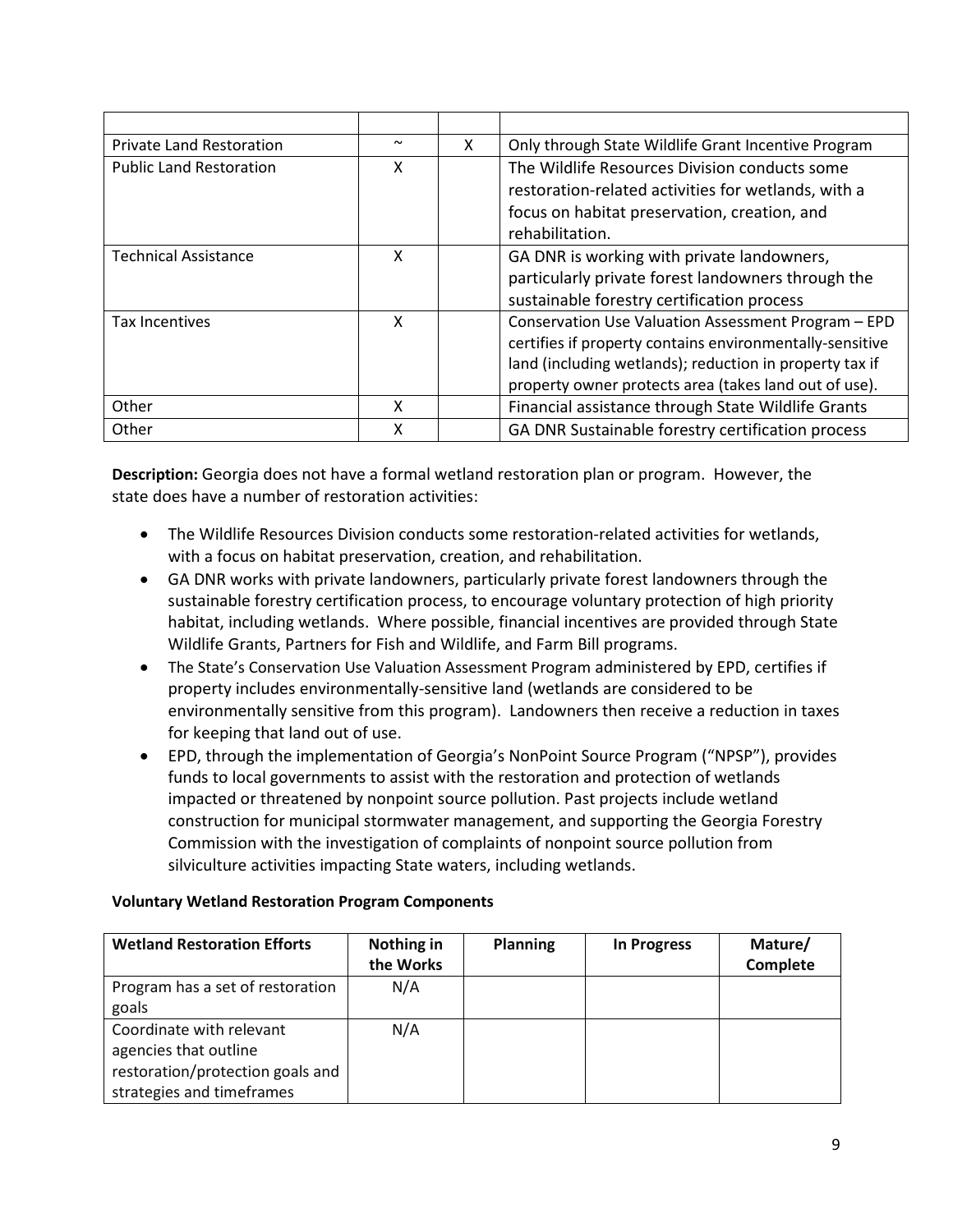| | | | |
|---|---|---|---|
| Private Land Restoration | ~ | X | Only through State Wildlife Grant Incentive Program |
| Public Land Restoration | X | | The Wildlife Resources Division conducts some restoration-related activities for wetlands, with a focus on habitat preservation, creation, and rehabilitation. |
| Technical Assistance | X | | GA DNR is working with private landowners, particularly private forest landowners through the sustainable forestry certification process |
| Tax Incentives | X | | Conservation Use Valuation Assessment Program – EPD certifies if property contains environmentally-sensitive land (including wetlands); reduction in property tax if property owner protects area (takes land out of use). |
| Other | X | | Financial assistance through State Wildlife Grants |
| Other | X | | GA DNR Sustainable forestry certification process |

**Description:** Georgia does not have a formal wetland restoration plan or program. However, the state does have a number of restoration activities:

- The Wildlife Resources Division conducts some restoration-related activities for wetlands, with a focus on habitat preservation, creation, and rehabilitation.
- GA DNR works with private landowners, particularly private forest landowners through the sustainable forestry certification process, to encourage voluntary protection of high priority habitat, including wetlands. Where possible, financial incentives are provided through State Wildlife Grants, Partners for Fish and Wildlife, and Farm Bill programs.
- The State's Conservation Use Valuation Assessment Program administered by EPD, certifies if property includes environmentally-sensitive land (wetlands are considered to be environmentally sensitive from this program). Landowners then receive a reduction in taxes for keeping that land out of use.
- EPD, through the implementation of Georgia's NonPoint Source Program ("NPSP"), provides funds to local governments to assist with the restoration and protection of wetlands impacted or threatened by nonpoint source pollution. Past projects include wetland construction for municipal stormwater management, and supporting the Georgia Forestry Commission with the investigation of complaints of nonpoint source pollution from silviculture activities impacting State waters, including wetlands.

**Voluntary Wetland Restoration Program Components**

| Wetland Restoration Efforts | Nothing in the Works | Planning | In Progress | Mature/ Complete |
|---|---|---|---|---|
| Program has a set of restoration goals | N/A | | | |
| Coordinate with relevant agencies that outline restoration/protection goals and strategies and timeframes | N/A | | | |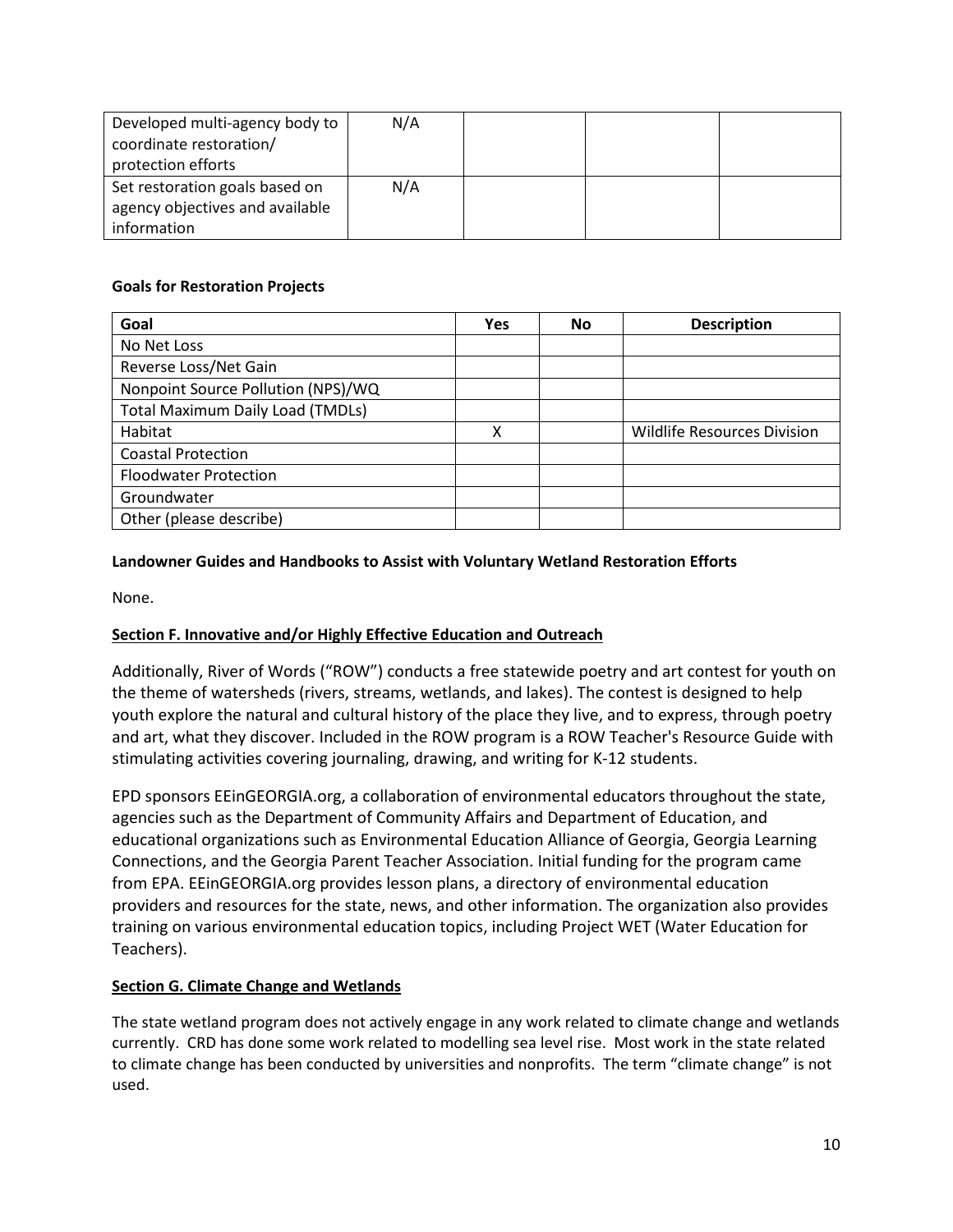| | | | | |
|---|---|---|---|---|
| Developed multi-agency body to coordinate restoration/ protection efforts | N/A | | | |
| Set restoration goals based on agency objectives and available information | N/A | | | |

**Goals for Restoration Projects**

| Goal | Yes | No | Description |
|---|---|---|---|
| No Net Loss | | | |
| Reverse Loss/Net Gain | | | |
| Nonpoint Source Pollution (NPS)/WQ | | | |
| Total Maximum Daily Load (TMDLs) | | | |
| Habitat | X | | Wildlife Resources Division |
| Coastal Protection | | | |
| Floodwater Protection | | | |
| Groundwater | | | |
| Other (please describe) | | | |

**Landowner Guides and Handbooks to Assist with Voluntary Wetland Restoration Efforts**

None.

## Section F. Innovative and/or Highly Effective Education and Outreach

Additionally, River of Words ("ROW") conducts a free statewide poetry and art contest for youth on the theme of watersheds (rivers, streams, wetlands, and lakes). The contest is designed to help youth explore the natural and cultural history of the place they live, and to express, through poetry and art, what they discover. Included in the ROW program is a ROW Teacher's Resource Guide with stimulating activities covering journaling, drawing, and writing for K-12 students.

EPD sponsors EEinGEORGIA.org, a collaboration of environmental educators throughout the state, agencies such as the Department of Community Affairs and Department of Education, and educational organizations such as Environmental Education Alliance of Georgia, Georgia Learning Connections, and the Georgia Parent Teacher Association. Initial funding for the program came from EPA. EEinGEORGIA.org provides lesson plans, a directory of environmental education providers and resources for the state, news, and other information. The organization also provides training on various environmental education topics, including Project WET (Water Education for Teachers).

## Section G. Climate Change and Wetlands

The state wetland program does not actively engage in any work related to climate change and wetlands currently. CRD has done some work related to modelling sea level rise. Most work in the state related to climate change has been conducted by universities and nonprofits. The term "climate change" is not used.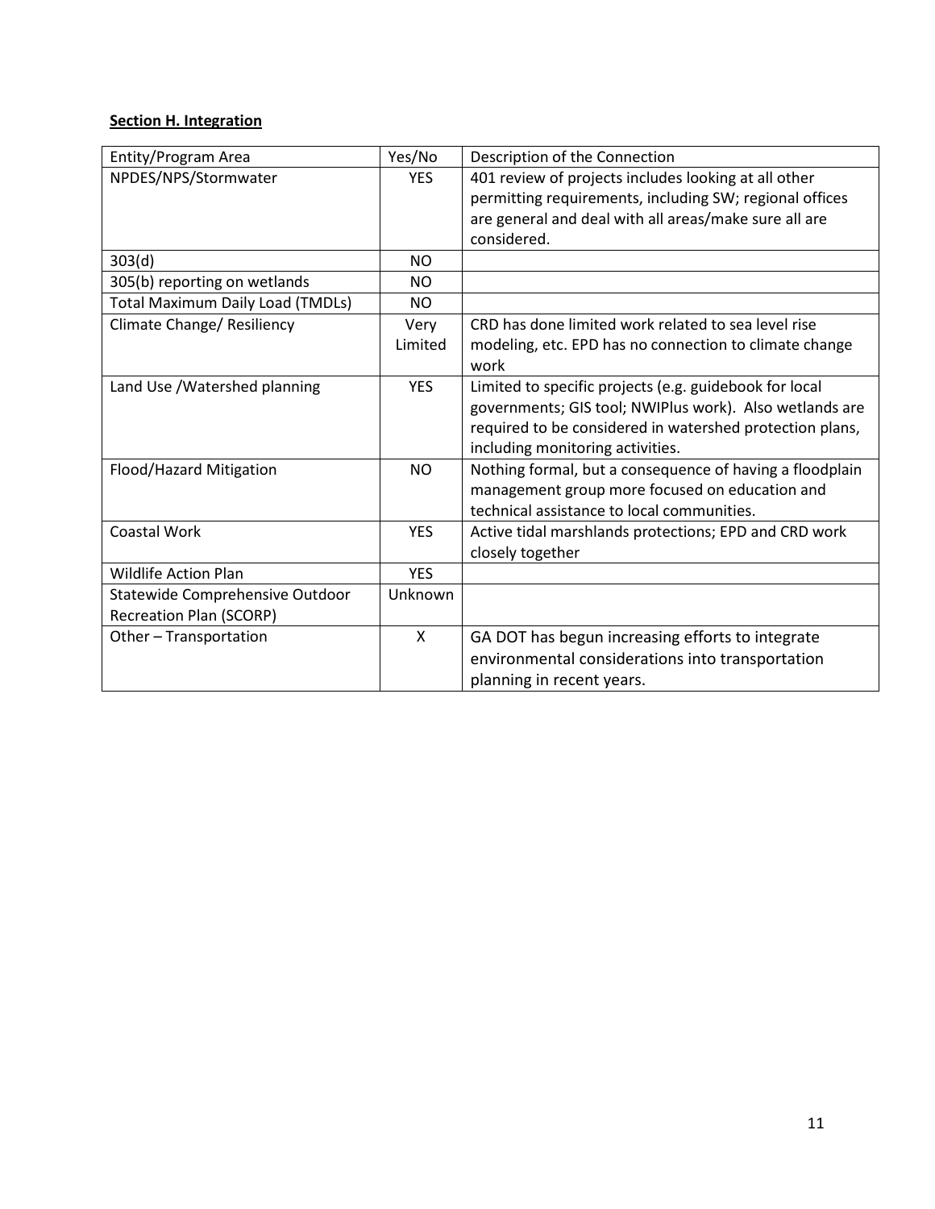**Section H. Integration**

| Entity/Program Area | Yes/No | Description of the Connection |
|---|---|---|
| NPDES/NPS/Stormwater | YES | 401 review of projects includes looking at all other permitting requirements, including SW; regional offices are general and deal with all areas/make sure all are considered. |
| 303(d) | NO | |
| 305(b) reporting on wetlands | NO | |
| Total Maximum Daily Load (TMDLs) | NO | |
| Climate Change/ Resiliency | Very Limited | CRD has done limited work related to sea level rise modeling, etc. EPD has no connection to climate change work |
| Land Use /Watershed planning | YES | Limited to specific projects (e.g. guidebook for local governments; GIS tool; NWIPlus work). Also wetlands are required to be considered in watershed protection plans, including monitoring activities. |
| Flood/Hazard Mitigation | NO | Nothing formal, but a consequence of having a floodplain management group more focused on education and technical assistance to local communities. |
| Coastal Work | YES | Active tidal marshlands protections; EPD and CRD work closely together |
| Wildlife Action Plan | YES | |
| Statewide Comprehensive Outdoor Recreation Plan (SCORP) | Unknown | |
| Other – Transportation | X | GA DOT has begun increasing efforts to integrate environmental considerations into transportation planning in recent years. |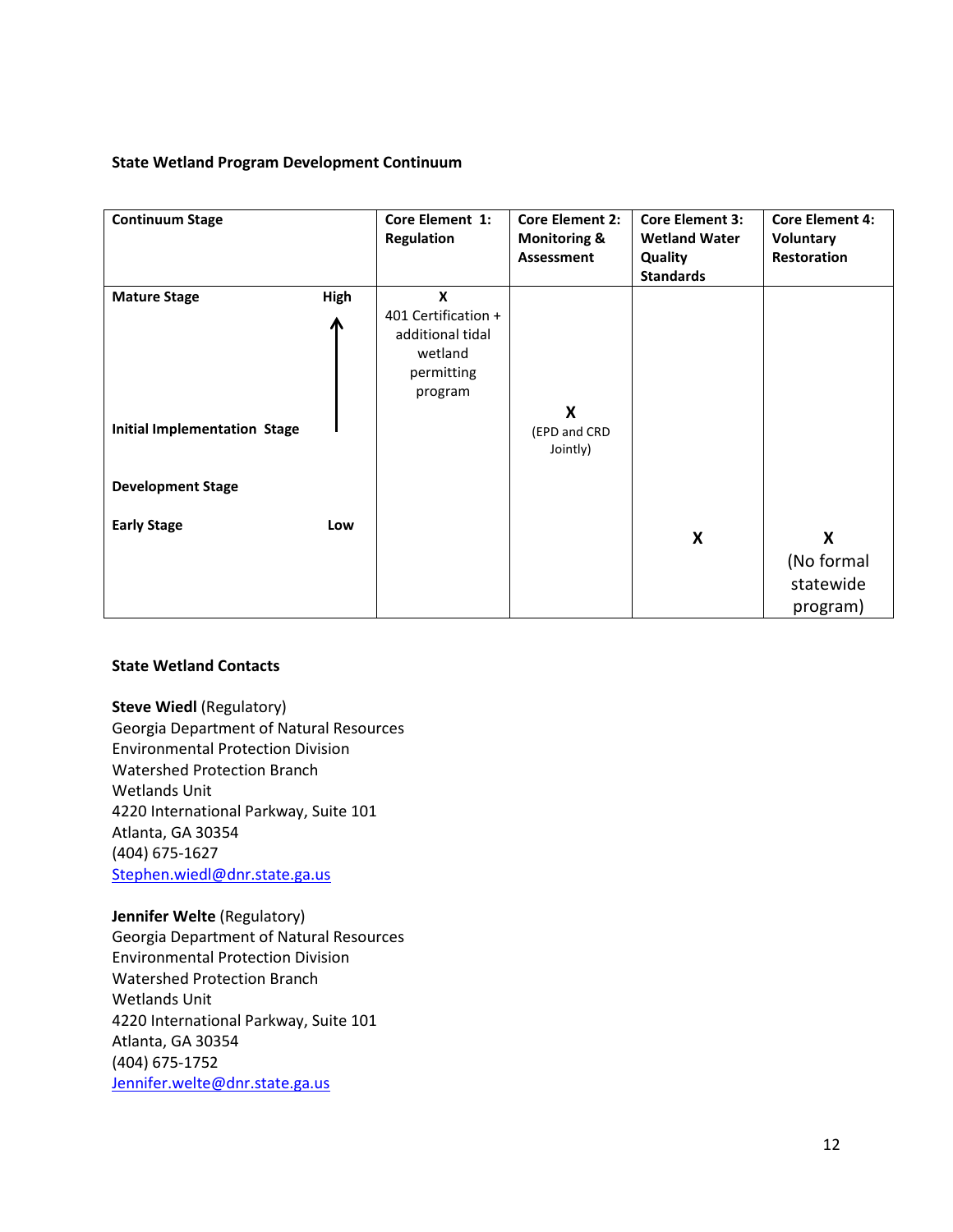**State Wetland Program Development Continuum**

| Continuum Stage | | Core Element 1: Regulation | Core Element 2: Monitoring & Assessment | Core Element 3: Wetland Water Quality Standards | Core Element 4: Voluntary Restoration |
|---|---|---|---|---|---|
| **Mature Stage** | High ↑ | X 401 Certification + additional tidal wetland permitting program | | | |
| **Initial Implementation Stage** | | | X (EPD and CRD Jointly) | | |
| **Development Stage** | | | | | |
| **Early Stage** | Low | | | X | X (No formal statewide program) |

**State Wetland Contacts**

**Steve Wiedl** (Regulatory)
Georgia Department of Natural Resources
Environmental Protection Division
Watershed Protection Branch
Wetlands Unit
4220 International Parkway, Suite 101
Atlanta, GA 30354
(404) 675-1627
Stephen.wiedl@dnr.state.ga.us

**Jennifer Welte** (Regulatory)
Georgia Department of Natural Resources
Environmental Protection Division
Watershed Protection Branch
Wetlands Unit
4220 International Parkway, Suite 101
Atlanta, GA 30354
(404) 675-1752
Jennifer.welte@dnr.state.ga.us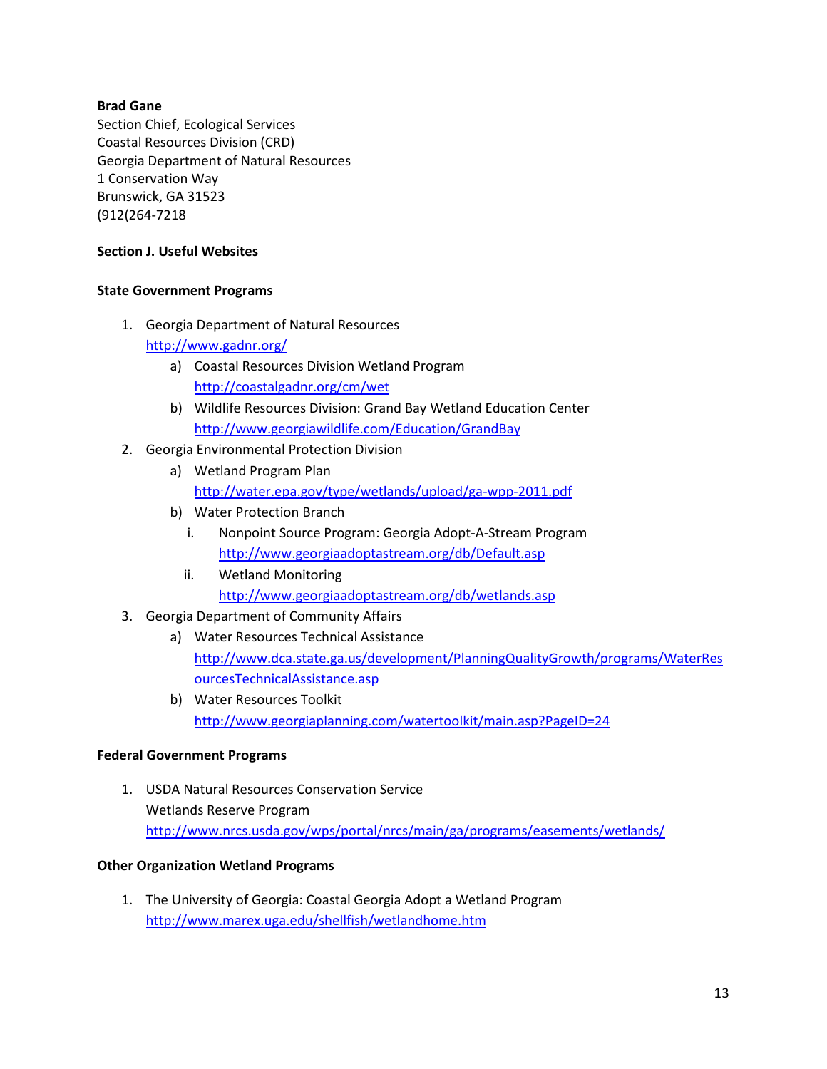**Brad Gane**
Section Chief, Ecological Services
Coastal Resources Division (CRD)
Georgia Department of Natural Resources
1 Conservation Way
Brunswick, GA 31523
(912(264-7218

**Section J. Useful Websites**

**State Government Programs**

1. Georgia Department of Natural Resources
   http://www.gadnr.org/
   a) Coastal Resources Division Wetland Program
      http://coastalgadnr.org/cm/wet
   b) Wildlife Resources Division: Grand Bay Wetland Education Center
      http://www.georgiawildlife.com/Education/GrandBay
2. Georgia Environmental Protection Division
   a) Wetland Program Plan
      http://water.epa.gov/type/wetlands/upload/ga-wpp-2011.pdf
   b) Water Protection Branch
      i. Nonpoint Source Program: Georgia Adopt-A-Stream Program
         http://www.georgiaadoptastream.org/db/Default.asp
      ii. Wetland Monitoring
         http://www.georgiaadoptastream.org/db/wetlands.asp
3. Georgia Department of Community Affairs
   a) Water Resources Technical Assistance
      http://www.dca.state.ga.us/development/PlanningQualityGrowth/programs/WaterResourcesTechnicalAssistance.asp
   b) Water Resources Toolkit
      http://www.georgiaplanning.com/watertoolkit/main.asp?PageID=24

**Federal Government Programs**

1. USDA Natural Resources Conservation Service
   Wetlands Reserve Program
   http://www.nrcs.usda.gov/wps/portal/nrcs/main/ga/programs/easements/wetlands/

**Other Organization Wetland Programs**

1. The University of Georgia: Coastal Georgia Adopt a Wetland Program
   http://www.marex.uga.edu/shellfish/wetlandhome.htm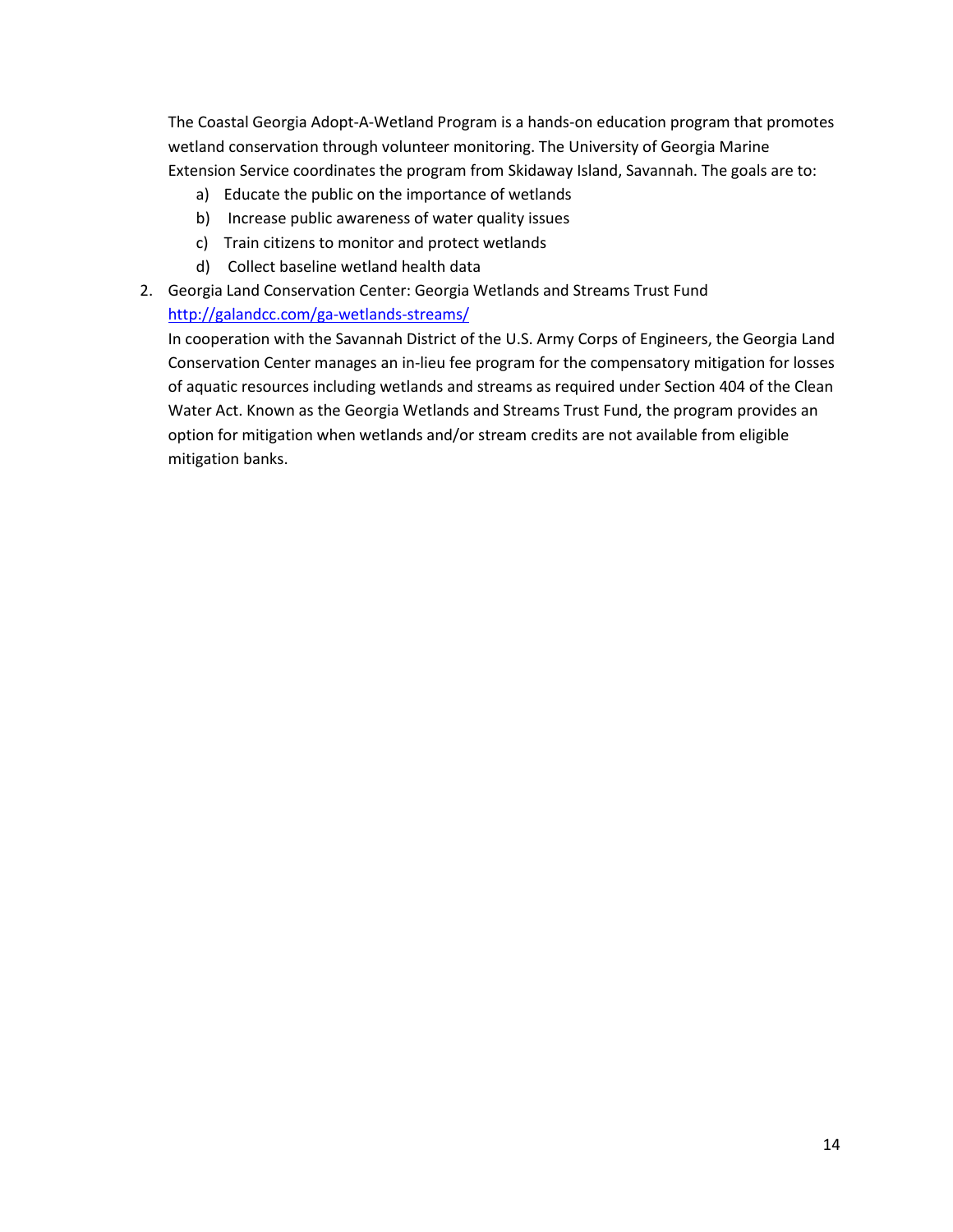The Coastal Georgia Adopt-A-Wetland Program is a hands-on education program that promotes wetland conservation through volunteer monitoring. The University of Georgia Marine Extension Service coordinates the program from Skidaway Island, Savannah. The goals are to:

a) Educate the public on the importance of wetlands
b) Increase public awareness of water quality issues
c) Train citizens to monitor and protect wetlands
d) Collect baseline wetland health data

2. Georgia Land Conservation Center: Georgia Wetlands and Streams Trust Fund
   [http://galandcc.com/ga-wetlands-streams/](http://galandcc.com/ga-wetlands-streams/)
   In cooperation with the Savannah District of the U.S. Army Corps of Engineers, the Georgia Land Conservation Center manages an in-lieu fee program for the compensatory mitigation for losses of aquatic resources including wetlands and streams as required under Section 404 of the Clean Water Act. Known as the Georgia Wetlands and Streams Trust Fund, the program provides an option for mitigation when wetlands and/or stream credits are not available from eligible mitigation banks.